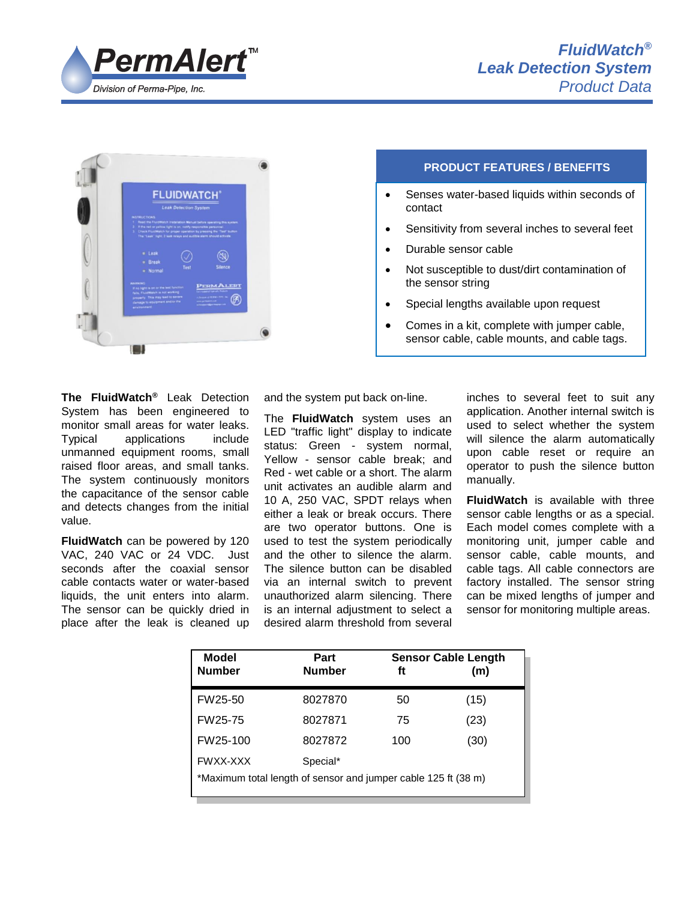# FluidWatch® Leak Detection System Product Data

PermAlert™ Division of Perma-Pipe, Inc.

## PRODUCT FEATURES / BENEFITS

- Senses water-based liquids within seconds of contact
- Sensitivity from several inches to several feet
- Durable sensor cable
- Not susceptible to dust/dirt contamination of the sensor string
- Special lengths available upon request
- Comes in a kit, complete with jumper cable, sensor cable, cable mounts, and cable tags.

**The FluidWatch®** Leak Detection System has been engineered to monitor small areas for water leaks. Typical applications include unmanned equipment rooms, small raised floor areas, and small tanks. The system continuously monitors the capacitance of the sensor cable and detects changes from the initial value.

**FluidWatch** can be powered by 120 VAC, 240 VAC or 24 VDC. Just seconds after the coaxial sensor cable contacts water or water-based liquids, the unit enters into alarm. The sensor can be quickly dried in place after the leak is cleaned up and the system put back on-line.

The **FluidWatch** system uses an LED "traffic light" display to indicate status: Green - system normal, Yellow - sensor cable break; and Red - wet cable or a short. The alarm unit activates an audible alarm and 10 A, 250 VAC, SPDT relays when either a leak or break occurs. There are two operator buttons. One is used to test the system periodically and the other to silence the alarm. The silence button can be disabled via an internal switch to prevent unauthorized alarm silencing. There is an internal adjustment to select a desired alarm threshold from several inches to several feet to suit any application. Another internal switch is used to select whether the system will silence the alarm automatically upon cable reset or require an operator to push the silence button manually.

**FluidWatch** is available with three sensor cable lengths or as a special. Each model comes complete with a monitoring unit, jumper cable and sensor cable, cable mounts, and cable tags. All cable connectors are factory installed. The sensor string can be mixed lengths of jumper and sensor for monitoring multiple areas.

| Model Number | Part Number | Sensor Cable Length ft | (m) |
|---|---|---|---|
| FW25-50 | 8027870 | 50 | (15) |
| FW25-75 | 8027871 | 75 | (23) |
| FW25-100 | 8027872 | 100 | (30) |
| FWXX-XXX | Special* | | |

*Maximum total length of sensor and jumper cable 125 ft (38 m)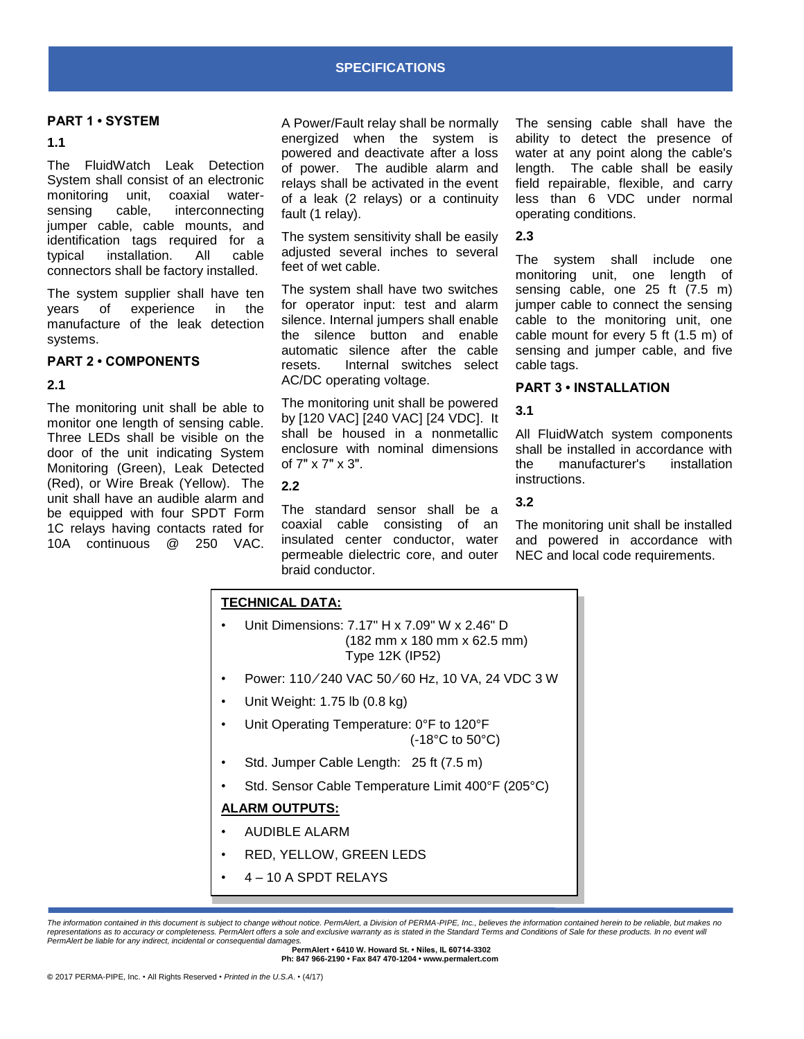# SPECIFICATIONS

## PART 1 • SYSTEM

### 1.1

The FluidWatch Leak Detection System shall consist of an electronic monitoring unit, coaxial water-sensing cable, interconnecting jumper cable, cable mounts, and identification tags required for a typical installation. All cable connectors shall be factory installed.

The system supplier shall have ten years of experience in the manufacture of the leak detection systems.

## PART 2 • COMPONENTS

### 2.1

The monitoring unit shall be able to monitor one length of sensing cable. Three LEDs shall be visible on the door of the unit indicating System Monitoring (Green), Leak Detected (Red), or Wire Break (Yellow). The unit shall have an audible alarm and be equipped with four SPDT Form 1C relays having contacts rated for 10A continuous @ 250 VAC. A Power/Fault relay shall be normally energized when the system is powered and deactivate after a loss of power. The audible alarm and relays shall be activated in the event of a leak (2 relays) or a continuity fault (1 relay).

The system sensitivity shall be easily adjusted several inches to several feet of wet cable.

The system shall have two switches for operator input: test and alarm silence. Internal jumpers shall enable the silence button and enable automatic silence after the cable resets. Internal switches select AC/DC operating voltage.

The monitoring unit shall be powered by [120 VAC] [240 VAC] [24 VDC]. It shall be housed in a nonmetallic enclosure with nominal dimensions of 7" x 7" x 3".

### 2.2

The standard sensor shall be a coaxial cable consisting of an insulated center conductor, water permeable dielectric core, and outer braid conductor.

The sensing cable shall have the ability to detect the presence of water at any point along the cable's length. The cable shall be easily field repairable, flexible, and carry less than 6 VDC under normal operating conditions.

### 2.3

The system shall include one monitoring unit, one length of sensing cable, one 25 ft (7.5 m) jumper cable to connect the sensing cable to the monitoring unit, one cable mount for every 5 ft (1.5 m) of sensing and jumper cable, and five cable tags.

## PART 3 • INSTALLATION

### 3.1

All FluidWatch system components shall be installed in accordance with the manufacturer's installation instructions.

### 3.2

The monitoring unit shall be installed and powered in accordance with NEC and local code requirements.

**TECHNICAL DATA:**

- Unit Dimensions: 7.17" H x 7.09" W x 2.46" D (182 mm x 180 mm x 62.5 mm) Type 12K (IP52)
- Power: 110⁄240 VAC 50⁄60 Hz, 10 VA, 24 VDC 3 W
- Unit Weight: 1.75 lb (0.8 kg)
- Unit Operating Temperature: 0°F to 120°F (-18°C to 50°C)
- Std. Jumper Cable Length: 25 ft (7.5 m)
- Std. Sensor Cable Temperature Limit 400°F (205°C)

**ALARM OUTPUTS:**

- AUDIBLE ALARM
- RED, YELLOW, GREEN LEDS
- 4 – 10 A SPDT RELAYS

*The information contained in this document is subject to change without notice. PermAlert, a Division of PERMA-PIPE, Inc., believes the information contained herein to be reliable, but makes no representations as to accuracy or completeness. PermAlert offers a sole and exclusive warranty as is stated in the Standard Terms and Conditions of Sale for these products. In no event will PermAlert be liable for any indirect, incidental or consequential damages.*

**PermAlert • 6410 W. Howard St. • Niles, IL 60714-3302**
**Ph: 847 966-2190 • Fax 847 470-1204 • www.permalert.com**

© 2017 PERMA-PIPE, Inc. • All Rights Reserved • *Printed in the U.S.A.* • (4/17)